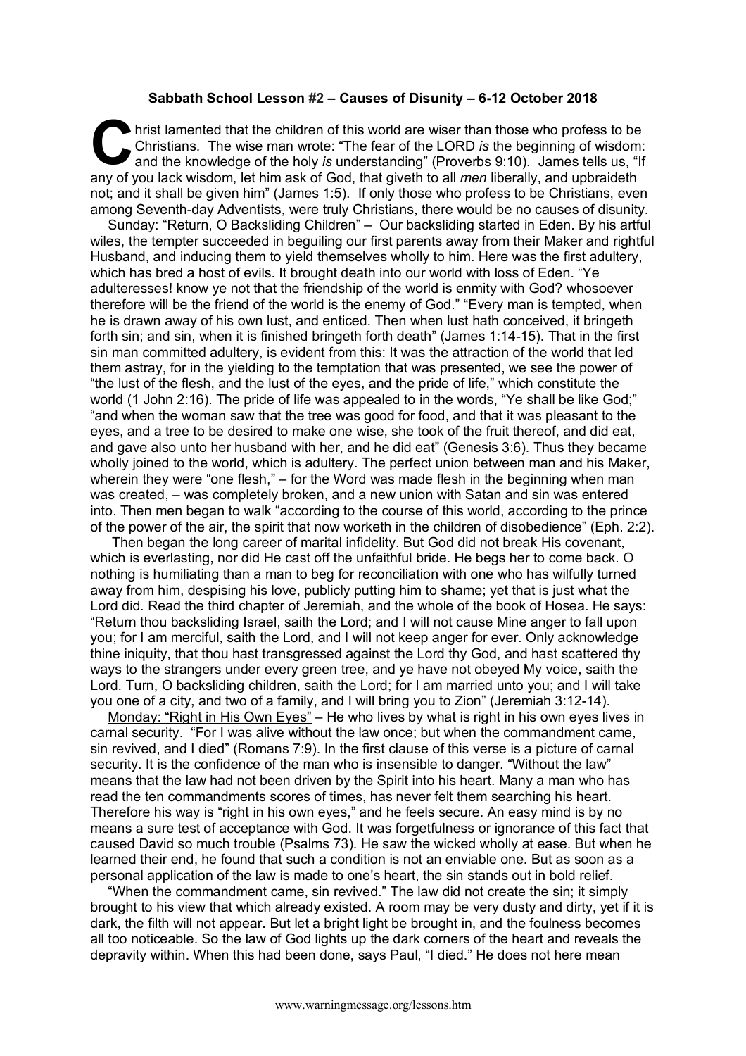**Sabbath School Lesson #2 – Causes of Disunity – 6-12 October 2018**

Christ lamented that the children of this world are wiser than those who profess to be Christians. The wise man wrote: "The fear of the LORD *is* the beginning of wisdom: and the knowledge of the holy *is* understanding" (Proverbs 9:10). James tells us, "If any of you lack wisdom, let him ask of God, that giveth to all *men* liberally, and upbraideth not; and it shall be given him" (James 1:5). If only those who profess to be Christians, even among Seventh-day Adventists, were truly Christians, there would be no causes of disunity.

Sunday: "Return, O Backsliding Children" – Our backsliding started in Eden. By his artful wiles, the tempter succeeded in beguiling our first parents away from their Maker and rightful Husband, and inducing them to yield themselves wholly to him. Here was the first adultery, which has bred a host of evils. It brought death into our world with loss of Eden. "Ye adulteresses! know ye not that the friendship of the world is enmity with God? whosoever therefore will be the friend of the world is the enemy of God." "Every man is tempted, when he is drawn away of his own lust, and enticed. Then when lust hath conceived, it bringeth forth sin; and sin, when it is finished bringeth forth death" (James 1:14-15). That in the first sin man committed adultery, is evident from this: It was the attraction of the world that led them astray, for in the yielding to the temptation that was presented, we see the power of "the lust of the flesh, and the lust of the eyes, and the pride of life," which constitute the world (1 John 2:16). The pride of life was appealed to in the words, "Ye shall be like God;" "and when the woman saw that the tree was good for food, and that it was pleasant to the eyes, and a tree to be desired to make one wise, she took of the fruit thereof, and did eat, and gave also unto her husband with her, and he did eat" (Genesis 3:6). Thus they became wholly joined to the world, which is adultery. The perfect union between man and his Maker, wherein they were "one flesh," – for the Word was made flesh in the beginning when man was created, – was completely broken, and a new union with Satan and sin was entered into. Then men began to walk "according to the course of this world, according to the prince of the power of the air, the spirit that now worketh in the children of disobedience" (Eph. 2:2).

Then began the long career of marital infidelity. But God did not break His covenant, which is everlasting, nor did He cast off the unfaithful bride. He begs her to come back. O nothing is humiliating than a man to beg for reconciliation with one who has wilfully turned away from him, despising his love, publicly putting him to shame; yet that is just what the Lord did. Read the third chapter of Jeremiah, and the whole of the book of Hosea. He says: "Return thou backsliding Israel, saith the Lord; and I will not cause Mine anger to fall upon you; for I am merciful, saith the Lord, and I will not keep anger for ever. Only acknowledge thine iniquity, that thou hast transgressed against the Lord thy God, and hast scattered thy ways to the strangers under every green tree, and ye have not obeyed My voice, saith the Lord. Turn, O backsliding children, saith the Lord; for I am married unto you; and I will take you one of a city, and two of a family, and I will bring you to Zion" (Jeremiah 3:12-14).

Monday: "Right in His Own Eyes" – He who lives by what is right in his own eyes lives in carnal security. "For I was alive without the law once; but when the commandment came, sin revived, and I died" (Romans 7:9). In the first clause of this verse is a picture of carnal security. It is the confidence of the man who is insensible to danger. "Without the law" means that the law had not been driven by the Spirit into his heart. Many a man who has read the ten commandments scores of times, has never felt them searching his heart. Therefore his way is "right in his own eyes," and he feels secure. An easy mind is by no means a sure test of acceptance with God. It was forgetfulness or ignorance of this fact that caused David so much trouble (Psalms 73). He saw the wicked wholly at ease. But when he learned their end, he found that such a condition is not an enviable one. But as soon as a personal application of the law is made to one's heart, the sin stands out in bold relief.

"When the commandment came, sin revived." The law did not create the sin; it simply brought to his view that which already existed. A room may be very dusty and dirty, yet if it is dark, the filth will not appear. But let a bright light be brought in, and the foulness becomes all too noticeable. So the law of God lights up the dark corners of the heart and reveals the depravity within. When this had been done, says Paul, "I died." He does not here mean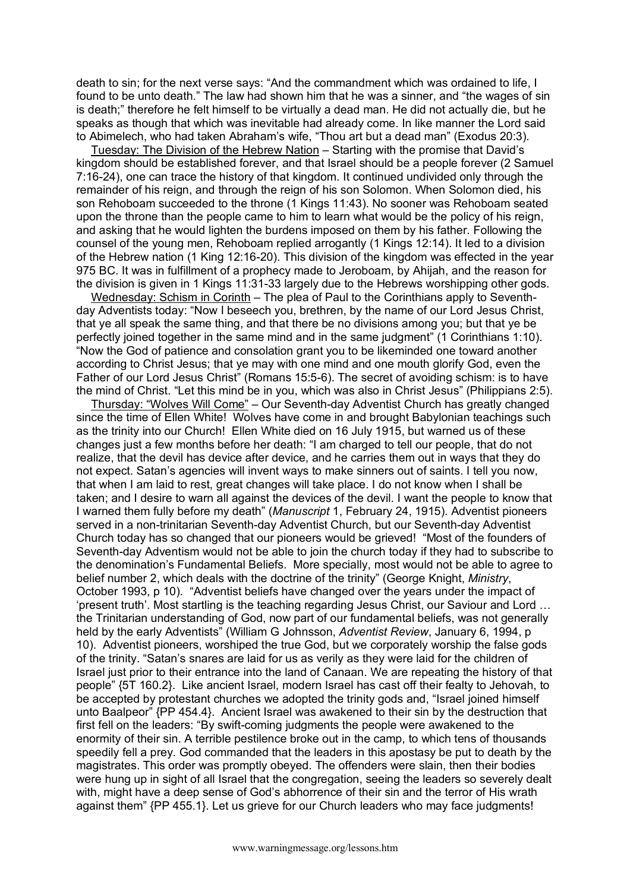death to sin; for the next verse says: "And the commandment which was ordained to life, I found to be unto death." The law had shown him that he was a sinner, and "the wages of sin is death;" therefore he felt himself to be virtually a dead man. He did not actually die, but he speaks as though that which was inevitable had already come. In like manner the Lord said to Abimelech, who had taken Abraham's wife, "Thou art but a dead man" (Exodus 20:3).

Tuesday: The Division of the Hebrew Nation – Starting with the promise that David's kingdom should be established forever, and that Israel should be a people forever (2 Samuel 7:16-24), one can trace the history of that kingdom. It continued undivided only through the remainder of his reign, and through the reign of his son Solomon. When Solomon died, his son Rehoboam succeeded to the throne (1 Kings 11:43). No sooner was Rehoboam seated upon the throne than the people came to him to learn what would be the policy of his reign, and asking that he would lighten the burdens imposed on them by his father. Following the counsel of the young men, Rehoboam replied arrogantly (1 Kings 12:14). It led to a division of the Hebrew nation (1 King 12:16-20). This division of the kingdom was effected in the year 975 BC. It was in fulfillment of a prophecy made to Jeroboam, by Ahijah, and the reason for the division is given in 1 Kings 11:31-33 largely due to the Hebrews worshipping other gods.

Wednesday: Schism in Corinth – The plea of Paul to the Corinthians apply to Seventh-day Adventists today: "Now I beseech you, brethren, by the name of our Lord Jesus Christ, that ye all speak the same thing, and that there be no divisions among you; but that ye be perfectly joined together in the same mind and in the same judgment" (1 Corinthians 1:10). "Now the God of patience and consolation grant you to be likeminded one toward another according to Christ Jesus; that ye may with one mind and one mouth glorify God, even the Father of our Lord Jesus Christ" (Romans 15:5-6). The secret of avoiding schism: is to have the mind of Christ. "Let this mind be in you, which was also in Christ Jesus" (Philippians 2:5).

Thursday: "Wolves Will Come" – Our Seventh-day Adventist Church has greatly changed since the time of Ellen White! Wolves have come in and brought Babylonian teachings such as the trinity into our Church! Ellen White died on 16 July 1915, but warned us of these changes just a few months before her death: "I am charged to tell our people, that do not realize, that the devil has device after device, and he carries them out in ways that they do not expect. Satan's agencies will invent ways to make sinners out of saints. I tell you now, that when I am laid to rest, great changes will take place. I do not know when I shall be taken; and I desire to warn all against the devices of the devil. I want the people to know that I warned them fully before my death" (*Manuscript* 1, February 24, 1915). Adventist pioneers served in a non-trinitarian Seventh-day Adventist Church, but our Seventh-day Adventist Church today has so changed that our pioneers would be grieved! "Most of the founders of Seventh-day Adventism would not be able to join the church today if they had to subscribe to the denomination's Fundamental Beliefs. More specially, most would not be able to agree to belief number 2, which deals with the doctrine of the trinity" (George Knight, *Ministry*, October 1993, p 10). "Adventist beliefs have changed over the years under the impact of 'present truth'. Most startling is the teaching regarding Jesus Christ, our Saviour and Lord … the Trinitarian understanding of God, now part of our fundamental beliefs, was not generally held by the early Adventists" (William G Johnsson, *Adventist Review*, January 6, 1994, p 10). Adventist pioneers, worshiped the true God, but we corporately worship the false gods of the trinity. "Satan's snares are laid for us as verily as they were laid for the children of Israel just prior to their entrance into the land of Canaan. We are repeating the history of that people" {5T 160.2}. Like ancient Israel, modern Israel has cast off their fealty to Jehovah, to be accepted by protestant churches we adopted the trinity gods and, "Israel joined himself unto Baalpeor" {PP 454.4}. Ancient Israel was awakened to their sin by the destruction that first fell on the leaders: "By swift-coming judgments the people were awakened to the enormity of their sin. A terrible pestilence broke out in the camp, to which tens of thousands speedily fell a prey. God commanded that the leaders in this apostasy be put to death by the magistrates. This order was promptly obeyed. The offenders were slain, then their bodies were hung up in sight of all Israel that the congregation, seeing the leaders so severely dealt with, might have a deep sense of God's abhorrence of their sin and the terror of His wrath against them" {PP 455.1}. Let us grieve for our Church leaders who may face judgments!